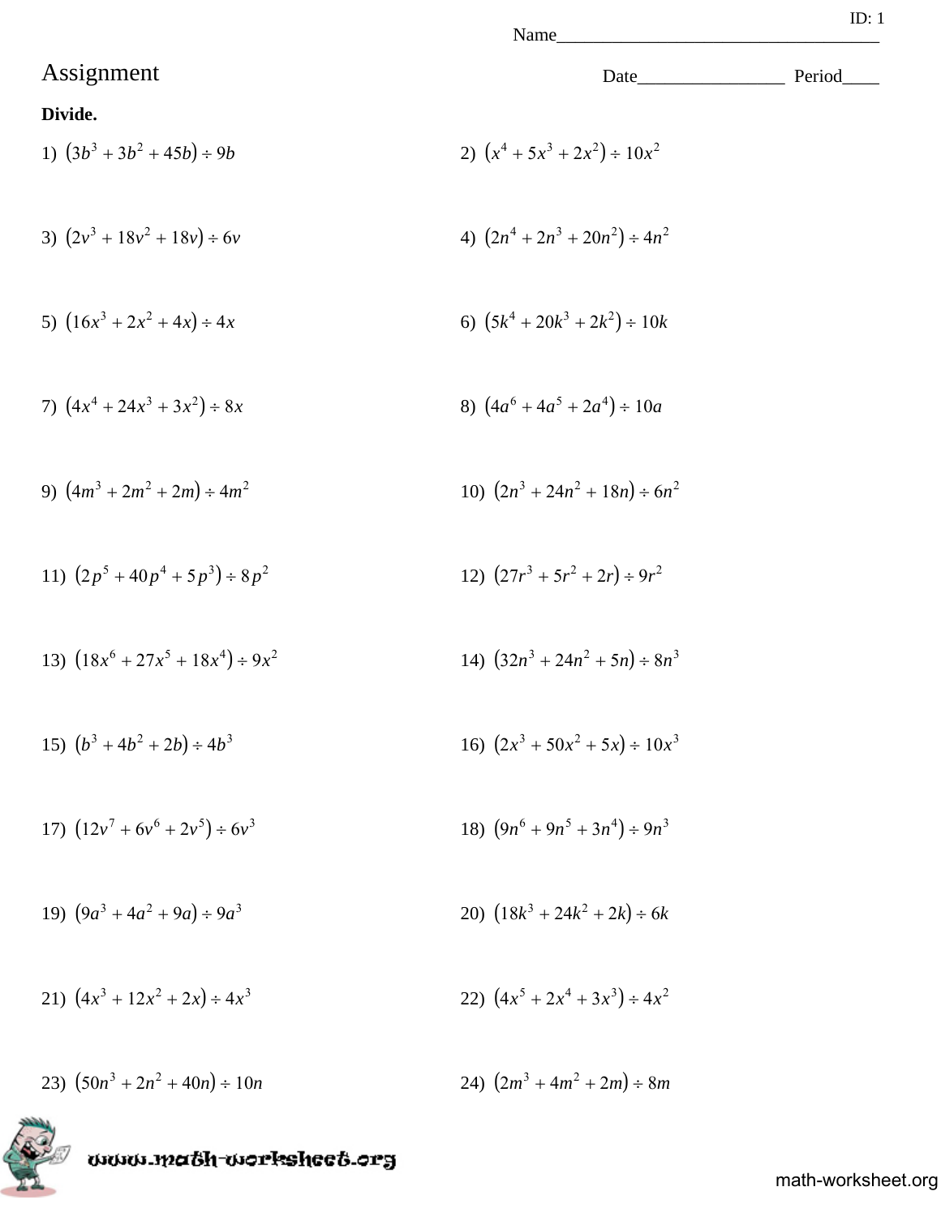ID: 1

Name___________________________________

# Assignment

Date________________ Period____

**Divide.**

1) $(3b^3 + 3b^2 + 45b) \div 9b$

2) $(x^4 + 5x^3 + 2x^2) \div 10x^2$

3) $(2v^3 + 18v^2 + 18v) \div 6v$

4) $(2n^4 + 2n^3 + 20n^2) \div 4n^2$

5) $(16x^3 + 2x^2 + 4x) \div 4x$

6) $(5k^4 + 20k^3 + 2k^2) \div 10k$

7) $(4x^4 + 24x^3 + 3x^2) \div 8x$

8) $(4a^6 + 4a^5 + 2a^4) \div 10a$

9) $(4m^3 + 2m^2 + 2m) \div 4m^2$

10) $(2n^3 + 24n^2 + 18n) \div 6n^2$

11) $(2p^5 + 40p^4 + 5p^3) \div 8p^2$

12) $(27r^3 + 5r^2 + 2r) \div 9r^2$

13) $(18x^6 + 27x^5 + 18x^4) \div 9x^2$

14) $(32n^3 + 24n^2 + 5n) \div 8n^3$

15) $(b^3 + 4b^2 + 2b) \div 4b^3$

16) $(2x^3 + 50x^2 + 5x) \div 10x^3$

17) $(12v^7 + 6v^6 + 2v^5) \div 6v^3$

18) $(9n^6 + 9n^5 + 3n^4) \div 9n^3$

19) $(9a^3 + 4a^2 + 9a) \div 9a^3$

20) $(18k^3 + 24k^2 + 2k) \div 6k$

21) $(4x^3 + 12x^2 + 2x) \div 4x^3$

22) $(4x^5 + 2x^4 + 3x^3) \div 4x^2$

23) $(50n^3 + 2n^2 + 40n) \div 10n$

24) $(2m^3 + 4m^2 + 2m) \div 8m$

www.math-worksheet.org

math-worksheet.org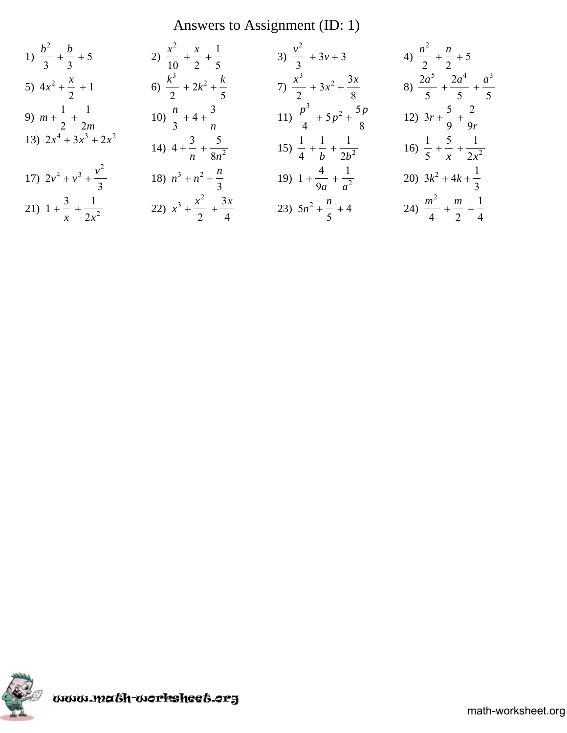# Answers to Assignment (ID: 1)

1) $\frac{b^2}{3} + \frac{b}{3} + 5$

2) $\frac{x^2}{10} + \frac{x}{2} + \frac{1}{5}$

3) $\frac{v^2}{3} + 3v + 3$

4) $\frac{n^2}{2} + \frac{n}{2} + 5$

5) $4x^2 + \frac{x}{2} + 1$

6) $\frac{k^3}{2} + 2k^2 + \frac{k}{5}$

7) $\frac{x^3}{2} + 3x^2 + \frac{3x}{8}$

8) $\frac{2a^5}{5} + \frac{2a^4}{5} + \frac{a^3}{5}$

9) $m + \frac{1}{2} + \frac{1}{2m}$

10) $\frac{n}{3} + 4 + \frac{3}{n}$

11) $\frac{p^3}{4} + 5p^2 + \frac{5p}{8}$

12) $3r + \frac{5}{9} + \frac{2}{9r}$

13) $2x^4 + 3x^3 + 2x^2$

14) $4 + \frac{3}{n} + \frac{5}{8n^2}$

15) $\frac{1}{4} + \frac{1}{b} + \frac{1}{2b^2}$

16) $\frac{1}{5} + \frac{5}{x} + \frac{1}{2x^2}$

17) $2v^4 + v^3 + \frac{v^2}{3}$

18) $n^3 + n^2 + \frac{n}{3}$

19) $1 + \frac{4}{9a} + \frac{1}{a^2}$

20) $3k^2 + 4k + \frac{1}{3}$

21) $1 + \frac{3}{x} + \frac{1}{2x^2}$

22) $x^3 + \frac{x^2}{2} + \frac{3x}{4}$

23) $5n^2 + \frac{n}{5} + 4$

24) $\frac{m^2}{4} + \frac{m}{2} + \frac{1}{4}$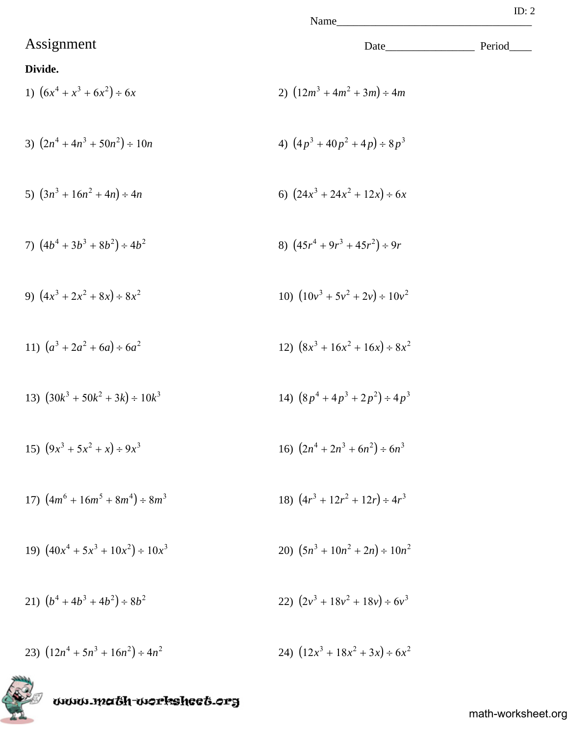ID: 2

Name___________________________________

# Assignment

Date________________ Period____

**Divide.**

1) $(6x^4 + x^3 + 6x^2) \div 6x$

2) $(12m^3 + 4m^2 + 3m) \div 4m$

3) $(2n^4 + 4n^3 + 50n^2) \div 10n$

4) $(4p^3 + 40p^2 + 4p) \div 8p^3$

5) $(3n^3 + 16n^2 + 4n) \div 4n$

6) $(24x^3 + 24x^2 + 12x) \div 6x$

7) $(4b^4 + 3b^3 + 8b^2) \div 4b^2$

8) $(45r^4 + 9r^3 + 45r^2) \div 9r$

9) $(4x^3 + 2x^2 + 8x) \div 8x^2$

10) $(10v^3 + 5v^2 + 2v) \div 10v^2$

11) $(a^3 + 2a^2 + 6a) \div 6a^2$

12) $(8x^3 + 16x^2 + 16x) \div 8x^2$

13) $(30k^3 + 50k^2 + 3k) \div 10k^3$

14) $(8p^4 + 4p^3 + 2p^2) \div 4p^3$

15) $(9x^3 + 5x^2 + x) \div 9x^3$

16) $(2n^4 + 2n^3 + 6n^2) \div 6n^3$

17) $(4m^6 + 16m^5 + 8m^4) \div 8m^3$

18) $(4r^3 + 12r^2 + 12r) \div 4r^3$

19) $(40x^4 + 5x^3 + 10x^2) \div 10x^3$

20) $(5n^3 + 10n^2 + 2n) \div 10n^2$

21) $(b^4 + 4b^3 + 4b^2) \div 8b^2$

22) $(2v^3 + 18v^2 + 18v) \div 6v^3$

23) $(12n^4 + 5n^3 + 16n^2) \div 4n^2$

24) $(12x^3 + 18x^2 + 3x) \div 6x^2$

www.math-worksheet.org

math-worksheet.org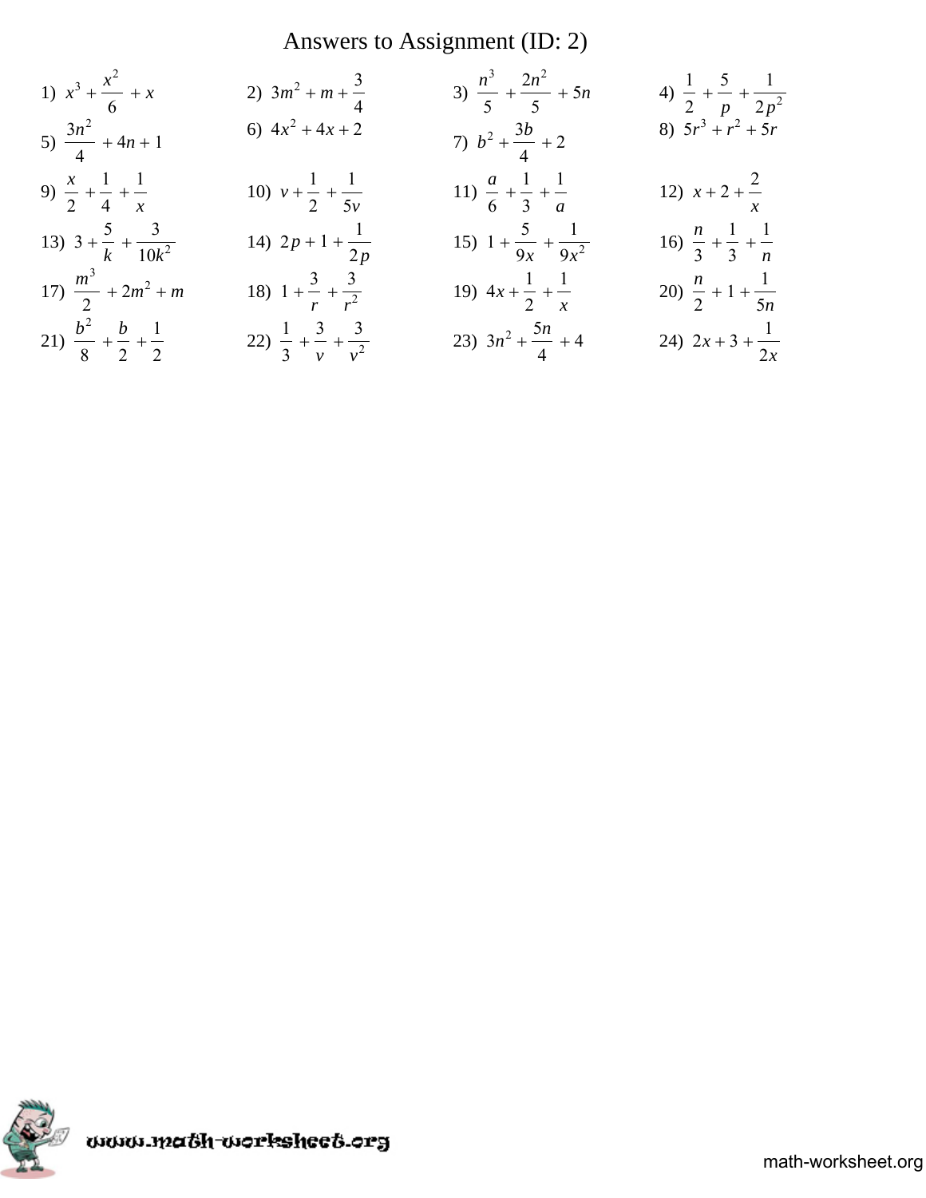# Answers to Assignment (ID: 2)

1) $x^3 + \frac{x^2}{6} + x$

2) $3m^2 + m + \frac{3}{4}$

3) $\frac{n^3}{5} + \frac{2n^2}{5} + 5n$

4) $\frac{1}{2} + \frac{5}{p} + \frac{1}{2p^2}$

5) $\frac{3n^2}{4} + 4n + 1$

6) $4x^2 + 4x + 2$

7) $b^2 + \frac{3b}{4} + 2$

8) $5r^3 + r^2 + 5r$

9) $\frac{x}{2} + \frac{1}{4} + \frac{1}{x}$

10) $v + \frac{1}{2} + \frac{1}{5v}$

11) $\frac{a}{6} + \frac{1}{3} + \frac{1}{a}$

12) $x + 2 + \frac{2}{x}$

13) $3 + \frac{5}{k} + \frac{3}{10k^2}$

14) $2p + 1 + \frac{1}{2p}$

15) $1 + \frac{5}{9x} + \frac{1}{9x^2}$

16) $\frac{n}{3} + \frac{1}{3} + \frac{1}{n}$

17) $\frac{m^3}{2} + 2m^2 + m$

18) $1 + \frac{3}{r} + \frac{3}{r^2}$

19) $4x + \frac{1}{2} + \frac{1}{x}$

20) $\frac{n}{2} + 1 + \frac{1}{5n}$

21) $\frac{b^2}{8} + \frac{b}{2} + \frac{1}{2}$

22) $\frac{1}{3} + \frac{3}{v} + \frac{3}{v^2}$

23) $3n^2 + \frac{5n}{4} + 4$

24) $2x + 3 + \frac{1}{2x}$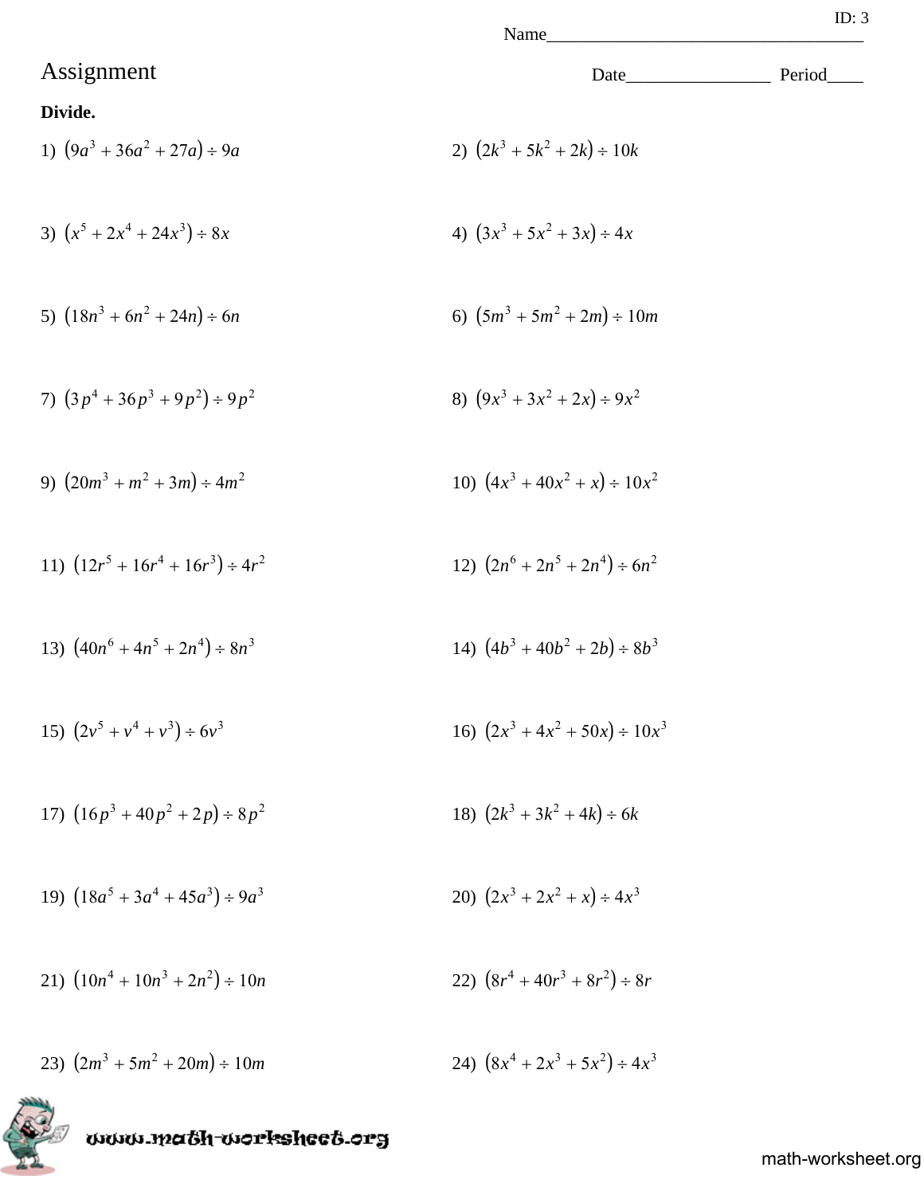ID: 3

Name___________________________________

# Assignment

Date________________ Period____

**Divide.**

1) $(9a^3 + 36a^2 + 27a) \div 9a$

2) $(2k^3 + 5k^2 + 2k) \div 10k$

3) $(x^5 + 2x^4 + 24x^3) \div 8x$

4) $(3x^3 + 5x^2 + 3x) \div 4x$

5) $(18n^3 + 6n^2 + 24n) \div 6n$

6) $(5m^3 + 5m^2 + 2m) \div 10m$

7) $(3p^4 + 36p^3 + 9p^2) \div 9p^2$

8) $(9x^3 + 3x^2 + 2x) \div 9x^2$

9) $(20m^3 + m^2 + 3m) \div 4m^2$

10) $(4x^3 + 40x^2 + x) \div 10x^2$

11) $(12r^5 + 16r^4 + 16r^3) \div 4r^2$

12) $(2n^6 + 2n^5 + 2n^4) \div 6n^2$

13) $(40n^6 + 4n^5 + 2n^4) \div 8n^3$

14) $(4b^3 + 40b^2 + 2b) \div 8b^3$

15) $(2v^5 + v^4 + v^3) \div 6v^3$

16) $(2x^3 + 4x^2 + 50x) \div 10x^3$

17) $(16p^3 + 40p^2 + 2p) \div 8p^2$

18) $(2k^3 + 3k^2 + 4k) \div 6k$

19) $(18a^5 + 3a^4 + 45a^3) \div 9a^3$

20) $(2x^3 + 2x^2 + x) \div 4x^3$

21) $(10n^4 + 10n^3 + 2n^2) \div 10n$

22) $(8r^4 + 40r^3 + 8r^2) \div 8r$

23) $(2m^3 + 5m^2 + 20m) \div 10m$

24) $(8x^4 + 2x^3 + 5x^2) \div 4x^3$

www.math-worksheet.org

math-worksheet.org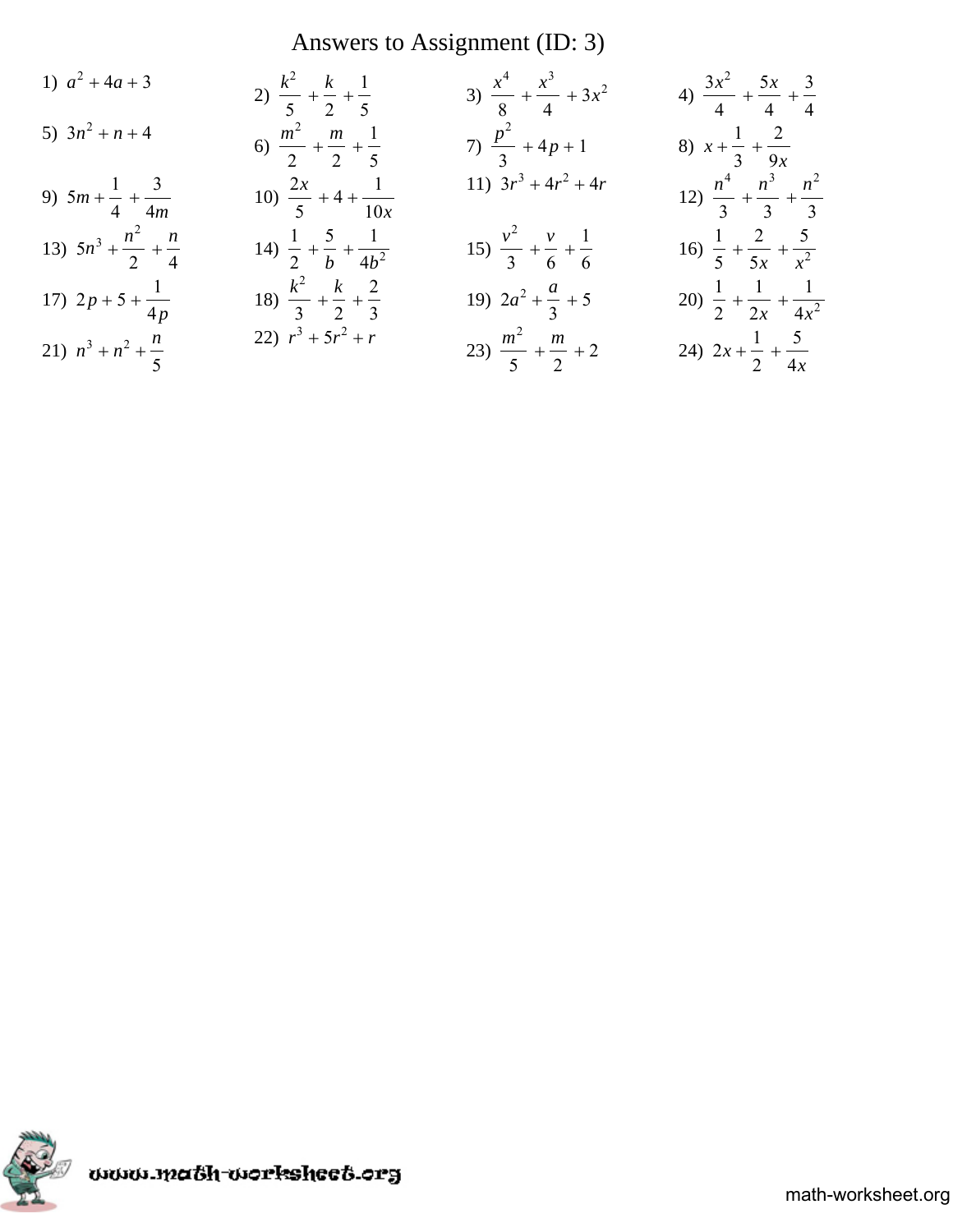# Answers to Assignment (ID: 3)

1) $a^2 + 4a + 3$

2) $\frac{k^2}{5} + \frac{k}{2} + \frac{1}{5}$

3) $\frac{x^4}{8} + \frac{x^3}{4} + 3x^2$

4) $\frac{3x^2}{4} + \frac{5x}{4} + \frac{3}{4}$

5) $3n^2 + n + 4$

6) $\frac{m^2}{2} + \frac{m}{2} + \frac{1}{5}$

7) $\frac{p^2}{3} + 4p + 1$

8) $x + \frac{1}{3} + \frac{2}{9x}$

9) $5m + \frac{1}{4} + \frac{3}{4m}$

10) $\frac{2x}{5} + 4 + \frac{1}{10x}$

11) $3r^3 + 4r^2 + 4r$

12) $\frac{n^4}{3} + \frac{n^3}{3} + \frac{n^2}{3}$

13) $5n^3 + \frac{n^2}{2} + \frac{n}{4}$

14) $\frac{1}{2} + \frac{5}{b} + \frac{1}{4b^2}$

15) $\frac{v^2}{3} + \frac{v}{6} + \frac{1}{6}$

16) $\frac{1}{5} + \frac{2}{5x} + \frac{5}{x^2}$

17) $2p + 5 + \frac{1}{4p}$

18) $\frac{k^2}{3} + \frac{k}{2} + \frac{2}{3}$

19) $2a^2 + \frac{a}{3} + 5$

20) $\frac{1}{2} + \frac{1}{2x} + \frac{1}{4x^2}$

21) $n^3 + n^2 + \frac{n}{5}$

22) $r^3 + 5r^2 + r$

23) $\frac{m^2}{5} + \frac{m}{2} + 2$

24) $2x + \frac{1}{2} + \frac{5}{4x}$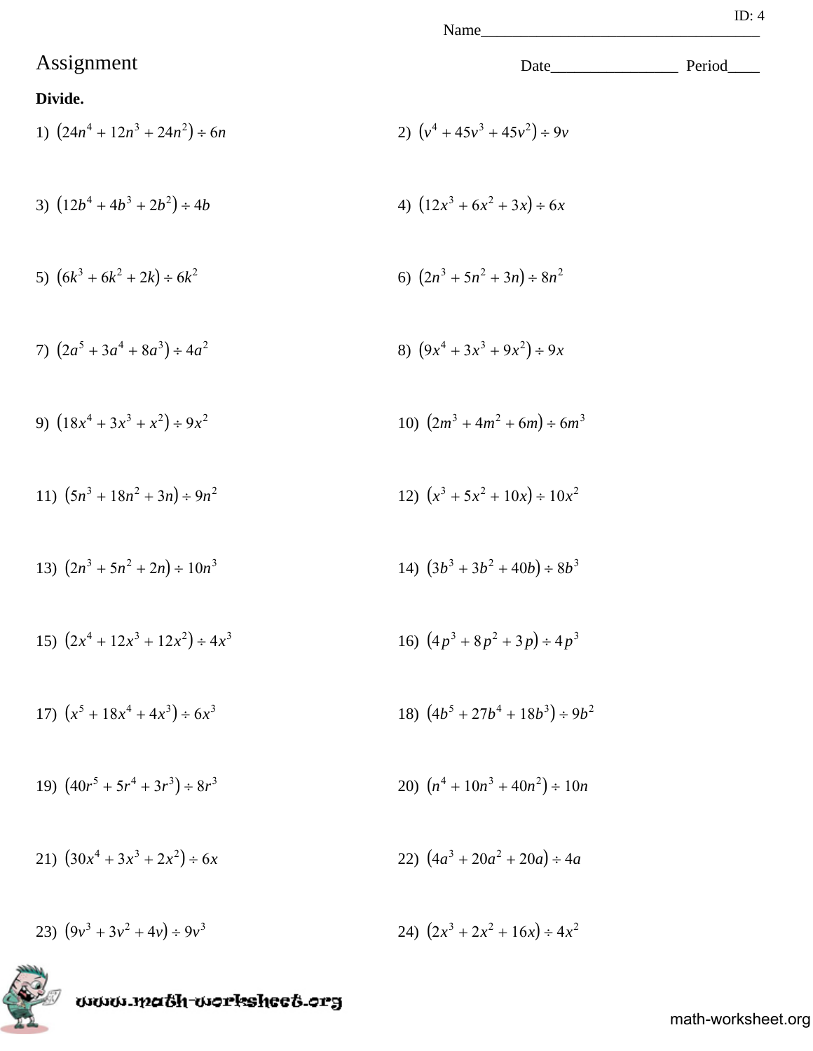ID: 4

Name___________________________________

# Assignment

Date________________ Period____

**Divide.**

1) $(24n^4 + 12n^3 + 24n^2) \div 6n$

2) $(v^4 + 45v^3 + 45v^2) \div 9v$

3) $(12b^4 + 4b^3 + 2b^2) \div 4b$

4) $(12x^3 + 6x^2 + 3x) \div 6x$

5) $(6k^3 + 6k^2 + 2k) \div 6k^2$

6) $(2n^3 + 5n^2 + 3n) \div 8n^2$

7) $(2a^5 + 3a^4 + 8a^3) \div 4a^2$

8) $(9x^4 + 3x^3 + 9x^2) \div 9x$

9) $(18x^4 + 3x^3 + x^2) \div 9x^2$

10) $(2m^3 + 4m^2 + 6m) \div 6m^3$

11) $(5n^3 + 18n^2 + 3n) \div 9n^2$

12) $(x^3 + 5x^2 + 10x) \div 10x^2$

13) $(2n^3 + 5n^2 + 2n) \div 10n^3$

14) $(3b^3 + 3b^2 + 40b) \div 8b^3$

15) $(2x^4 + 12x^3 + 12x^2) \div 4x^3$

16) $(4p^3 + 8p^2 + 3p) \div 4p^3$

17) $(x^5 + 18x^4 + 4x^3) \div 6x^3$

18) $(4b^5 + 27b^4 + 18b^3) \div 9b^2$

19) $(40r^5 + 5r^4 + 3r^3) \div 8r^3$

20) $(n^4 + 10n^3 + 40n^2) \div 10n$

21) $(30x^4 + 3x^3 + 2x^2) \div 6x$

22) $(4a^3 + 20a^2 + 20a) \div 4a$

23) $(9v^3 + 3v^2 + 4v) \div 9v^3$

24) $(2x^3 + 2x^2 + 16x) \div 4x^2$

www.math-worksheet.org

math-worksheet.org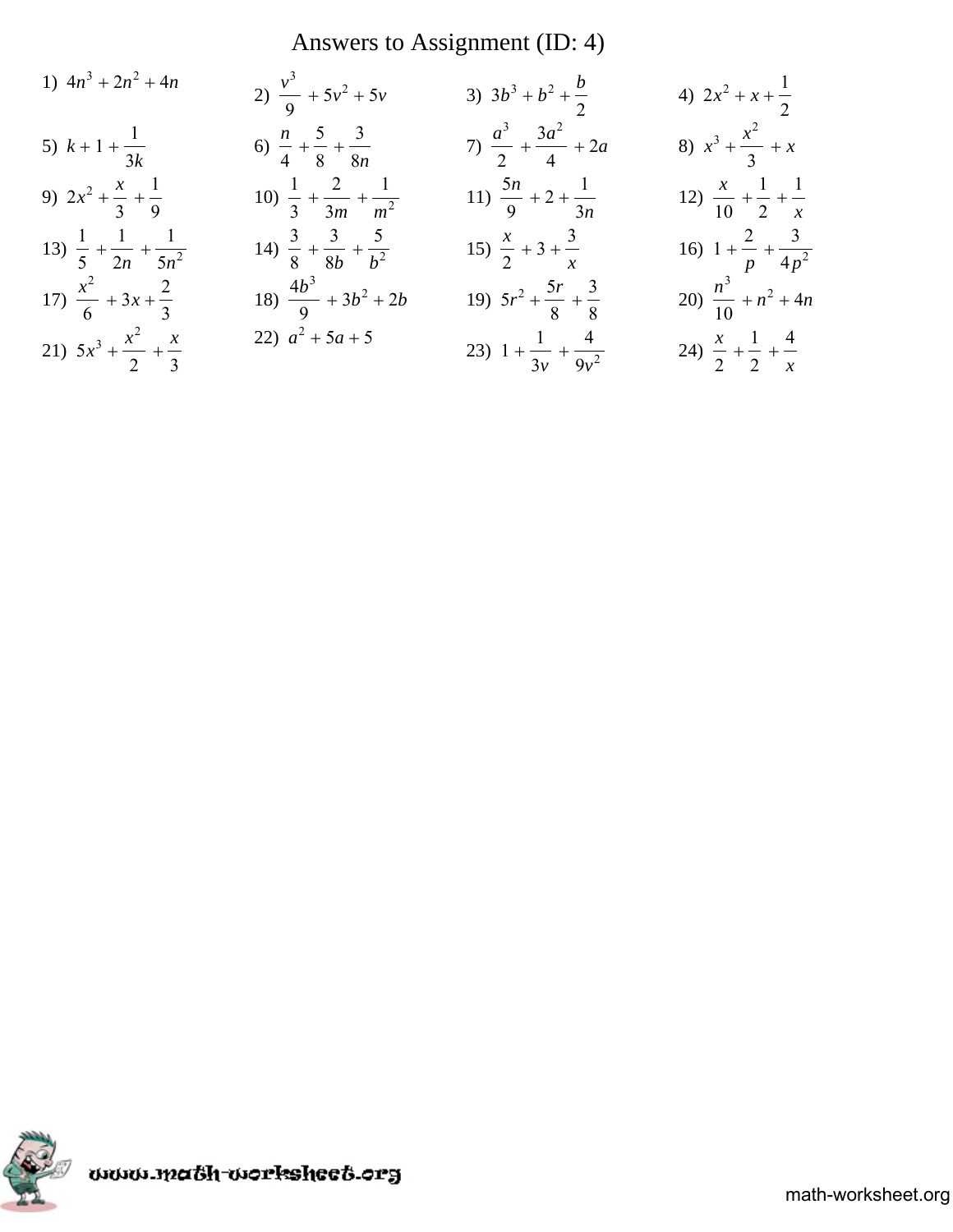# Answers to Assignment (ID: 4)

1) $4n^3 + 2n^2 + 4n$

2) $\frac{v^3}{9} + 5v^2 + 5v$

3) $3b^3 + b^2 + \frac{b}{2}$

4) $2x^2 + x + \frac{1}{2}$

5) $k + 1 + \frac{1}{3k}$

6) $\frac{n}{4} + \frac{5}{8} + \frac{3}{8n}$

7) $\frac{a^3}{2} + \frac{3a^2}{4} + 2a$

8) $x^3 + \frac{x^2}{3} + x$

9) $2x^2 + \frac{x}{3} + \frac{1}{9}$

10) $\frac{1}{3} + \frac{2}{3m} + \frac{1}{m^2}$

11) $\frac{5n}{9} + 2 + \frac{1}{3n}$

12) $\frac{x}{10} + \frac{1}{2} + \frac{1}{x}$

13) $\frac{1}{5} + \frac{1}{2n} + \frac{1}{5n^2}$

14) $\frac{3}{8} + \frac{3}{8b} + \frac{5}{b^2}$

15) $\frac{x}{2} + 3 + \frac{3}{x}$

16) $1 + \frac{2}{p} + \frac{3}{4p^2}$

17) $\frac{x^2}{6} + 3x + \frac{2}{3}$

18) $\frac{4b^3}{9} + 3b^2 + 2b$

19) $5r^2 + \frac{5r}{8} + \frac{3}{8}$

20) $\frac{n^3}{10} + n^2 + 4n$

21) $5x^3 + \frac{x^2}{2} + \frac{x}{3}$

22) $a^2 + 5a + 5$

23) $1 + \frac{1}{3v} + \frac{4}{9v^2}$

24) $\frac{x}{2} + \frac{1}{2} + \frac{4}{x}$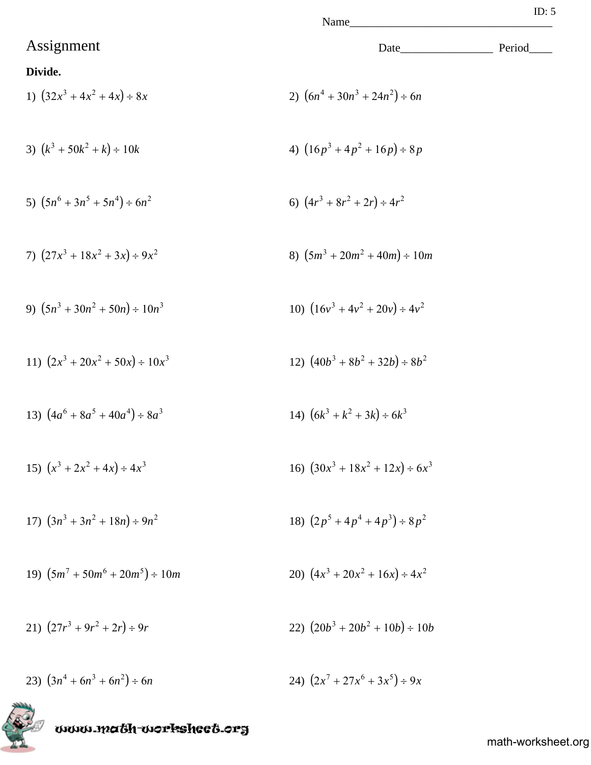ID: 5

Name___________________________________

# Assignment

Date________________ Period____

**Divide.**

1) $(32x^3 + 4x^2 + 4x) \div 8x$

2) $(6n^4 + 30n^3 + 24n^2) \div 6n$

3) $(k^3 + 50k^2 + k) \div 10k$

4) $(16p^3 + 4p^2 + 16p) \div 8p$

5) $(5n^6 + 3n^5 + 5n^4) \div 6n^2$

6) $(4r^3 + 8r^2 + 2r) \div 4r^2$

7) $(27x^3 + 18x^2 + 3x) \div 9x^2$

8) $(5m^3 + 20m^2 + 40m) \div 10m$

9) $(5n^3 + 30n^2 + 50n) \div 10n^3$

10) $(16v^3 + 4v^2 + 20v) \div 4v^2$

11) $(2x^3 + 20x^2 + 50x) \div 10x^3$

12) $(40b^3 + 8b^2 + 32b) \div 8b^2$

13) $(4a^6 + 8a^5 + 40a^4) \div 8a^3$

14) $(6k^3 + k^2 + 3k) \div 6k^3$

15) $(x^3 + 2x^2 + 4x) \div 4x^3$

16) $(30x^3 + 18x^2 + 12x) \div 6x^3$

17) $(3n^3 + 3n^2 + 18n) \div 9n^2$

18) $(2p^5 + 4p^4 + 4p^3) \div 8p^2$

19) $(5m^7 + 50m^6 + 20m^5) \div 10m$

20) $(4x^3 + 20x^2 + 16x) \div 4x^2$

21) $(27r^3 + 9r^2 + 2r) \div 9r$

22) $(20b^3 + 20b^2 + 10b) \div 10b$

23) $(3n^4 + 6n^3 + 6n^2) \div 6n$

24) $(2x^7 + 27x^6 + 3x^5) \div 9x$

www.math-worksheet.org

math-worksheet.org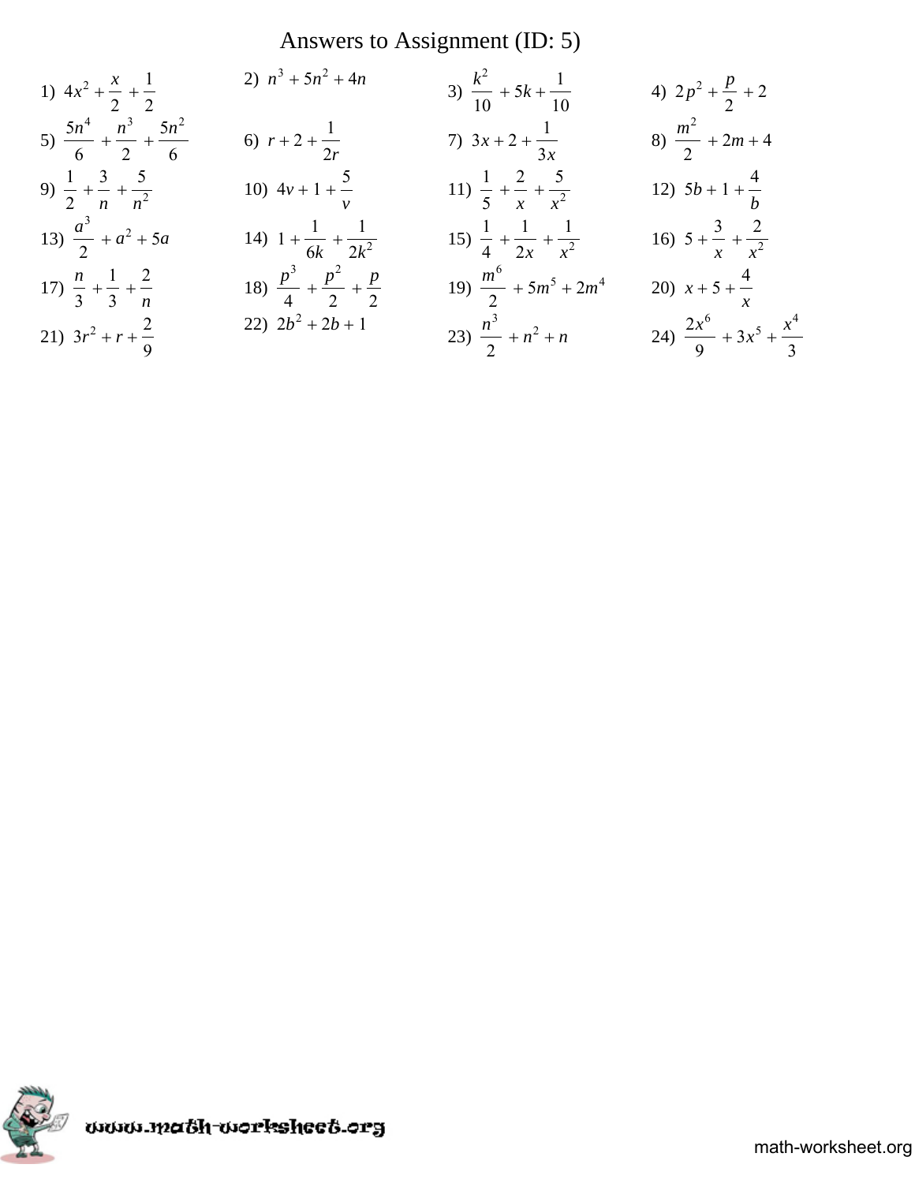# Answers to Assignment (ID: 5)

1) $4x^2 + \frac{x}{2} + \frac{1}{2}$

2) $n^3 + 5n^2 + 4n$

3) $\frac{k^2}{10} + 5k + \frac{1}{10}$

4) $2p^2 + \frac{p}{2} + 2$

5) $\frac{5n^4}{6} + \frac{n^3}{2} + \frac{5n^2}{6}$

6) $r + 2 + \frac{1}{2r}$

7) $3x + 2 + \frac{1}{3x}$

8) $\frac{m^2}{2} + 2m + 4$

9) $\frac{1}{2} + \frac{3}{n} + \frac{5}{n^2}$

10) $4v + 1 + \frac{5}{v}$

11) $\frac{1}{5} + \frac{2}{x} + \frac{5}{x^2}$

12) $5b + 1 + \frac{4}{b}$

13) $\frac{a^3}{2} + a^2 + 5a$

14) $1 + \frac{1}{6k} + \frac{1}{2k^2}$

15) $\frac{1}{4} + \frac{1}{2x} + \frac{1}{x^2}$

16) $5 + \frac{3}{x} + \frac{2}{x^2}$

17) $\frac{n}{3} + \frac{1}{3} + \frac{2}{n}$

18) $\frac{p^3}{4} + \frac{p^2}{2} + \frac{p}{2}$

19) $\frac{m^6}{2} + 5m^5 + 2m^4$

20) $x + 5 + \frac{4}{x}$

21) $3r^2 + r + \frac{2}{9}$

22) $2b^2 + 2b + 1$

23) $\frac{n^3}{2} + n^2 + n$

24) $\frac{2x^6}{9} + 3x^5 + \frac{x^4}{3}$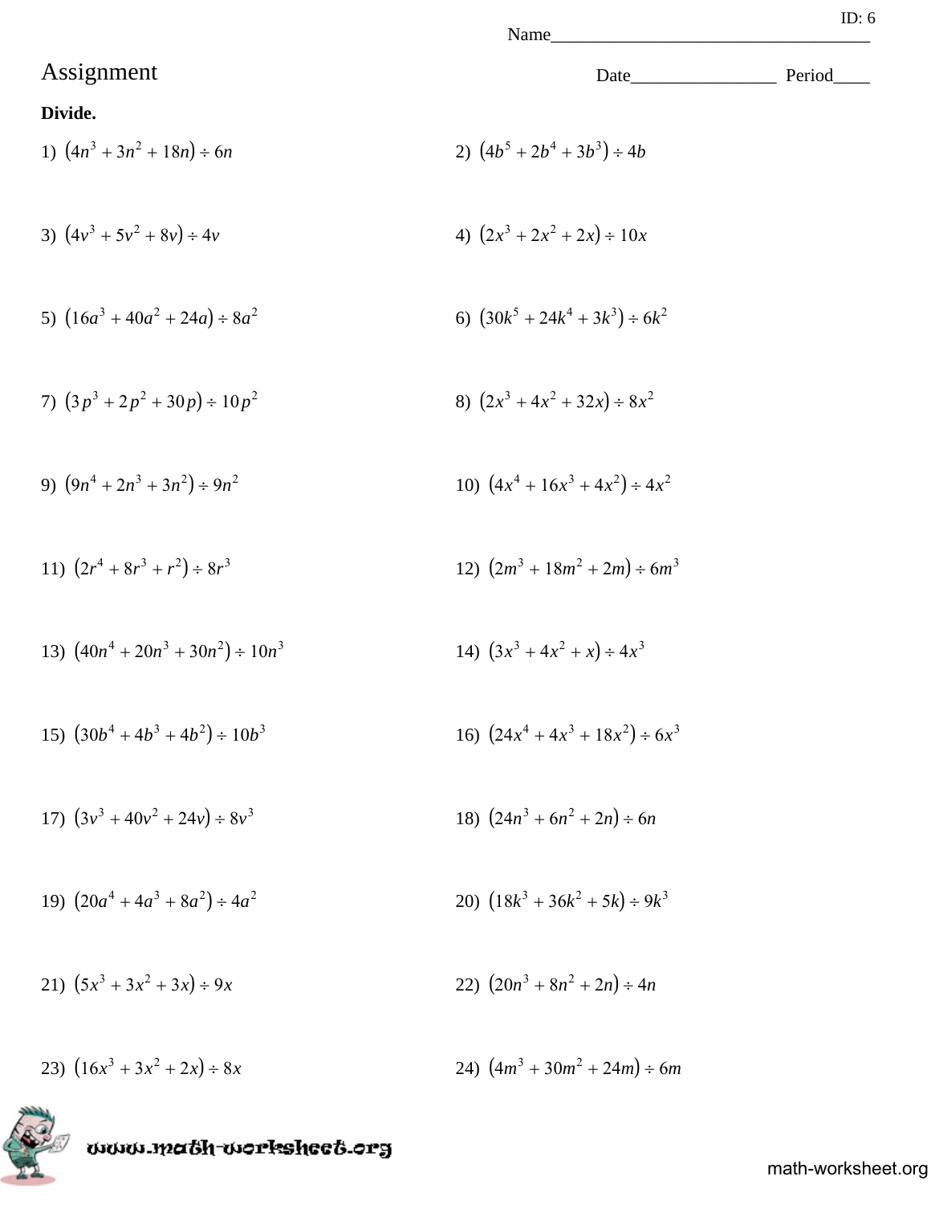ID: 6

Name___________________________________

# Assignment

Date________________ Period____

**Divide.**

1) $(4n^3 + 3n^2 + 18n) \div 6n$

2) $(4b^5 + 2b^4 + 3b^3) \div 4b$

3) $(4v^3 + 5v^2 + 8v) \div 4v$

4) $(2x^3 + 2x^2 + 2x) \div 10x$

5) $(16a^3 + 40a^2 + 24a) \div 8a^2$

6) $(30k^5 + 24k^4 + 3k^3) \div 6k^2$

7) $(3p^3 + 2p^2 + 30p) \div 10p^2$

8) $(2x^3 + 4x^2 + 32x) \div 8x^2$

9) $(9n^4 + 2n^3 + 3n^2) \div 9n^2$

10) $(4x^4 + 16x^3 + 4x^2) \div 4x^2$

11) $(2r^4 + 8r^3 + r^2) \div 8r^3$

12) $(2m^3 + 18m^2 + 2m) \div 6m^3$

13) $(40n^4 + 20n^3 + 30n^2) \div 10n^3$

14) $(3x^3 + 4x^2 + x) \div 4x^3$

15) $(30b^4 + 4b^3 + 4b^2) \div 10b^3$

16) $(24x^4 + 4x^3 + 18x^2) \div 6x^3$

17) $(3v^3 + 40v^2 + 24v) \div 8v^3$

18) $(24n^3 + 6n^2 + 2n) \div 6n$

19) $(20a^4 + 4a^3 + 8a^2) \div 4a^2$

20) $(18k^3 + 36k^2 + 5k) \div 9k^3$

21) $(5x^3 + 3x^2 + 3x) \div 9x$

22) $(20n^3 + 8n^2 + 2n) \div 4n$

23) $(16x^3 + 3x^2 + 2x) \div 8x$

24) $(4m^3 + 30m^2 + 24m) \div 6m$

www.math-worksheet.org

math-worksheet.org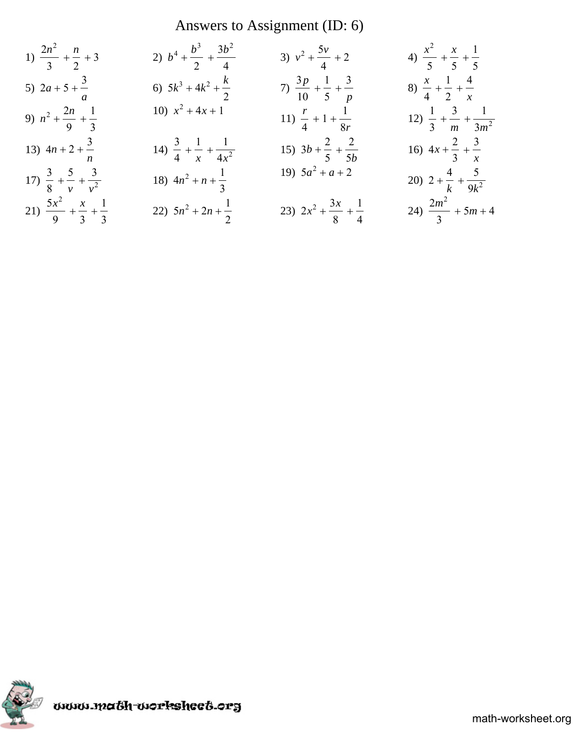# Answers to Assignment (ID: 6)

1) $\frac{2n^2}{3} + \frac{n}{2} + 3$

2) $b^4 + \frac{b^3}{2} + \frac{3b^2}{4}$

3) $v^2 + \frac{5v}{4} + 2$

4) $\frac{x^2}{5} + \frac{x}{5} + \frac{1}{5}$

5) $2a + 5 + \frac{3}{a}$

6) $5k^3 + 4k^2 + \frac{k}{2}$

7) $\frac{3p}{10} + \frac{1}{5} + \frac{3}{p}$

8) $\frac{x}{4} + \frac{1}{2} + \frac{4}{x}$

9) $n^2 + \frac{2n}{9} + \frac{1}{3}$

10) $x^2 + 4x + 1$

11) $\frac{r}{4} + 1 + \frac{1}{8r}$

12) $\frac{1}{3} + \frac{3}{m} + \frac{1}{3m^2}$

13) $4n + 2 + \frac{3}{n}$

14) $\frac{3}{4} + \frac{1}{x} + \frac{1}{4x^2}$

15) $3b + \frac{2}{5} + \frac{2}{5b}$

16) $4x + \frac{2}{3} + \frac{3}{x}$

17) $\frac{3}{8} + \frac{5}{v} + \frac{3}{v^2}$

18) $4n^2 + n + \frac{1}{3}$

19) $5a^2 + a + 2$

20) $2 + \frac{4}{k} + \frac{5}{9k^2}$

21) $\frac{5x^2}{9} + \frac{x}{3} + \frac{1}{3}$

22) $5n^2 + 2n + \frac{1}{2}$

23) $2x^2 + \frac{3x}{8} + \frac{1}{4}$

24) $\frac{2m^2}{3} + 5m + 4$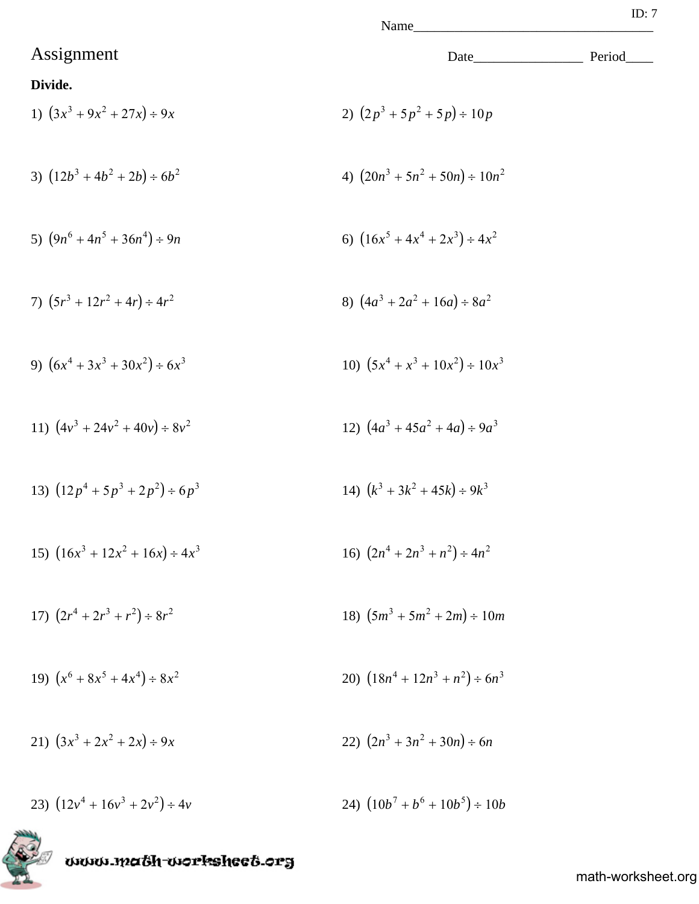ID: 7

Name___________________________________

# Assignment

Date________________ Period____

**Divide.**

1) $(3x^3 + 9x^2 + 27x) \div 9x$

2) $(2p^3 + 5p^2 + 5p) \div 10p$

3) $(12b^3 + 4b^2 + 2b) \div 6b^2$

4) $(20n^3 + 5n^2 + 50n) \div 10n^2$

5) $(9n^6 + 4n^5 + 36n^4) \div 9n$

6) $(16x^5 + 4x^4 + 2x^3) \div 4x^2$

7) $(5r^3 + 12r^2 + 4r) \div 4r^2$

8) $(4a^3 + 2a^2 + 16a) \div 8a^2$

9) $(6x^4 + 3x^3 + 30x^2) \div 6x^3$

10) $(5x^4 + x^3 + 10x^2) \div 10x^3$

11) $(4v^3 + 24v^2 + 40v) \div 8v^2$

12) $(4a^3 + 45a^2 + 4a) \div 9a^3$

13) $(12p^4 + 5p^3 + 2p^2) \div 6p^3$

14) $(k^3 + 3k^2 + 45k) \div 9k^3$

15) $(16x^3 + 12x^2 + 16x) \div 4x^3$

16) $(2n^4 + 2n^3 + n^2) \div 4n^2$

17) $(2r^4 + 2r^3 + r^2) \div 8r^2$

18) $(5m^3 + 5m^2 + 2m) \div 10m$

19) $(x^6 + 8x^5 + 4x^4) \div 8x^2$

20) $(18n^4 + 12n^3 + n^2) \div 6n^3$

21) $(3x^3 + 2x^2 + 2x) \div 9x$

22) $(2n^3 + 3n^2 + 30n) \div 6n$

23) $(12v^4 + 16v^3 + 2v^2) \div 4v$

24) $(10b^7 + b^6 + 10b^5) \div 10b$

www.math-worksheet.org

math-worksheet.org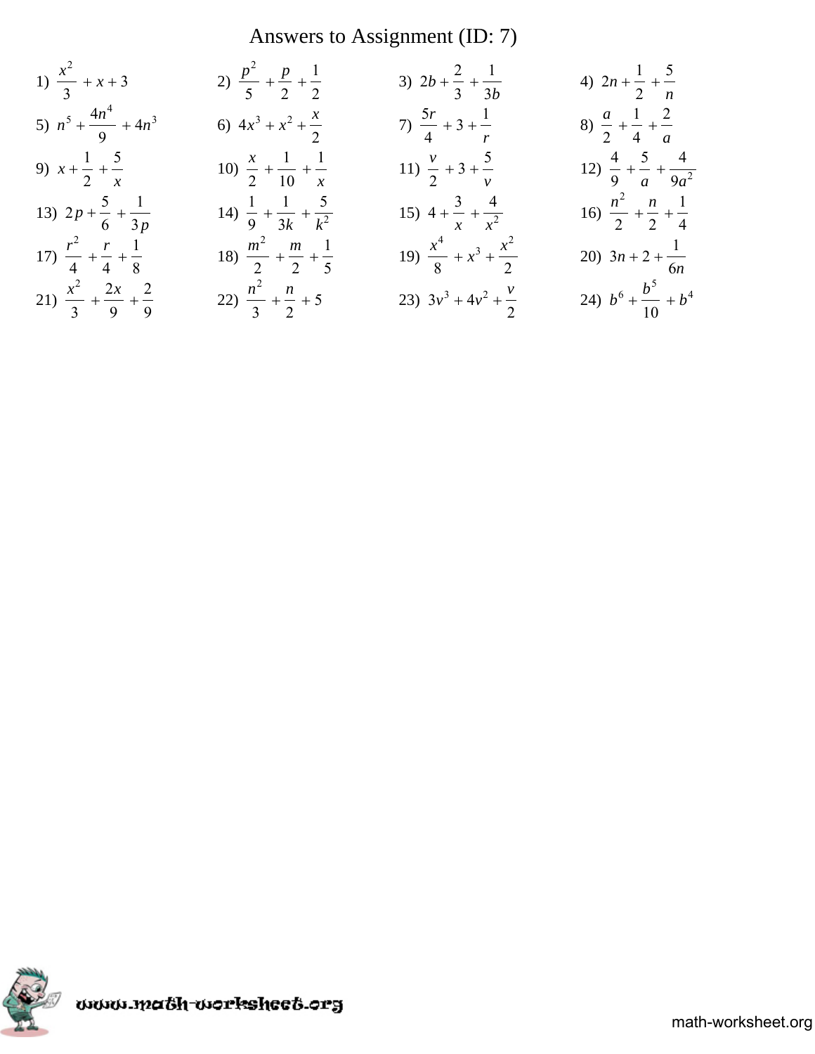# Answers to Assignment (ID: 7)

1) $\frac{x^2}{3} + x + 3$

2) $\frac{p^2}{5} + \frac{p}{2} + \frac{1}{2}$

3) $2b + \frac{2}{3} + \frac{1}{3b}$

4) $2n + \frac{1}{2} + \frac{5}{n}$

5) $n^5 + \frac{4n^4}{9} + 4n^3$

6) $4x^3 + x^2 + \frac{x}{2}$

7) $\frac{5r}{4} + 3 + \frac{1}{r}$

8) $\frac{a}{2} + \frac{1}{4} + \frac{2}{a}$

9) $x + \frac{1}{2} + \frac{5}{x}$

10) $\frac{x}{2} + \frac{1}{10} + \frac{1}{x}$

11) $\frac{v}{2} + 3 + \frac{5}{v}$

12) $\frac{4}{9} + \frac{5}{a} + \frac{4}{9a^2}$

13) $2p + \frac{5}{6} + \frac{1}{3p}$

14) $\frac{1}{9} + \frac{1}{3k} + \frac{5}{k^2}$

15) $4 + \frac{3}{x} + \frac{4}{x^2}$

16) $\frac{n^2}{2} + \frac{n}{2} + \frac{1}{4}$

17) $\frac{r^2}{4} + \frac{r}{4} + \frac{1}{8}$

18) $\frac{m^2}{2} + \frac{m}{2} + \frac{1}{5}$

19) $\frac{x^4}{8} + x^3 + \frac{x^2}{2}$

20) $3n + 2 + \frac{1}{6n}$

21) $\frac{x^2}{3} + \frac{2x}{9} + \frac{2}{9}$

22) $\frac{n^2}{3} + \frac{n}{2} + 5$

23) $3v^3 + 4v^2 + \frac{v}{2}$

24) $b^6 + \frac{b^5}{10} + b^4$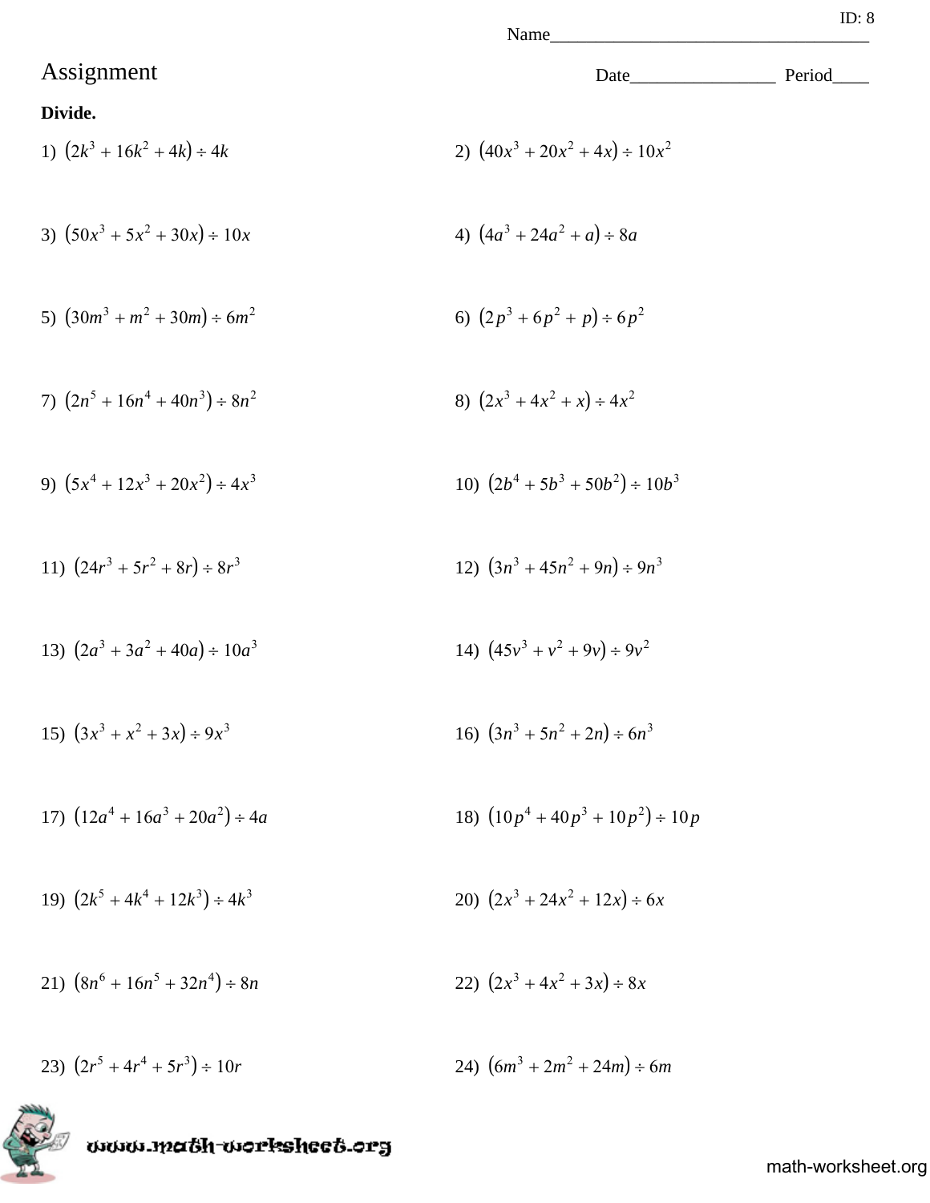ID: 8

Name___________________________________

# Assignment

Date________________ Period____

**Divide.**

1) $(2k^3 + 16k^2 + 4k) \div 4k$

2) $(40x^3 + 20x^2 + 4x) \div 10x^2$

3) $(50x^3 + 5x^2 + 30x) \div 10x$

4) $(4a^3 + 24a^2 + a) \div 8a$

5) $(30m^3 + m^2 + 30m) \div 6m^2$

6) $(2p^3 + 6p^2 + p) \div 6p^2$

7) $(2n^5 + 16n^4 + 40n^3) \div 8n^2$

8) $(2x^3 + 4x^2 + x) \div 4x^2$

9) $(5x^4 + 12x^3 + 20x^2) \div 4x^3$

10) $(2b^4 + 5b^3 + 50b^2) \div 10b^3$

11) $(24r^3 + 5r^2 + 8r) \div 8r^3$

12) $(3n^3 + 45n^2 + 9n) \div 9n^3$

13) $(2a^3 + 3a^2 + 40a) \div 10a^3$

14) $(45v^3 + v^2 + 9v) \div 9v^2$

15) $(3x^3 + x^2 + 3x) \div 9x^3$

16) $(3n^3 + 5n^2 + 2n) \div 6n^3$

17) $(12a^4 + 16a^3 + 20a^2) \div 4a$

18) $(10p^4 + 40p^3 + 10p^2) \div 10p$

19) $(2k^5 + 4k^4 + 12k^3) \div 4k^3$

20) $(2x^3 + 24x^2 + 12x) \div 6x$

21) $(8n^6 + 16n^5 + 32n^4) \div 8n$

22) $(2x^3 + 4x^2 + 3x) \div 8x$

23) $(2r^5 + 4r^4 + 5r^3) \div 10r$

24) $(6m^3 + 2m^2 + 24m) \div 6m$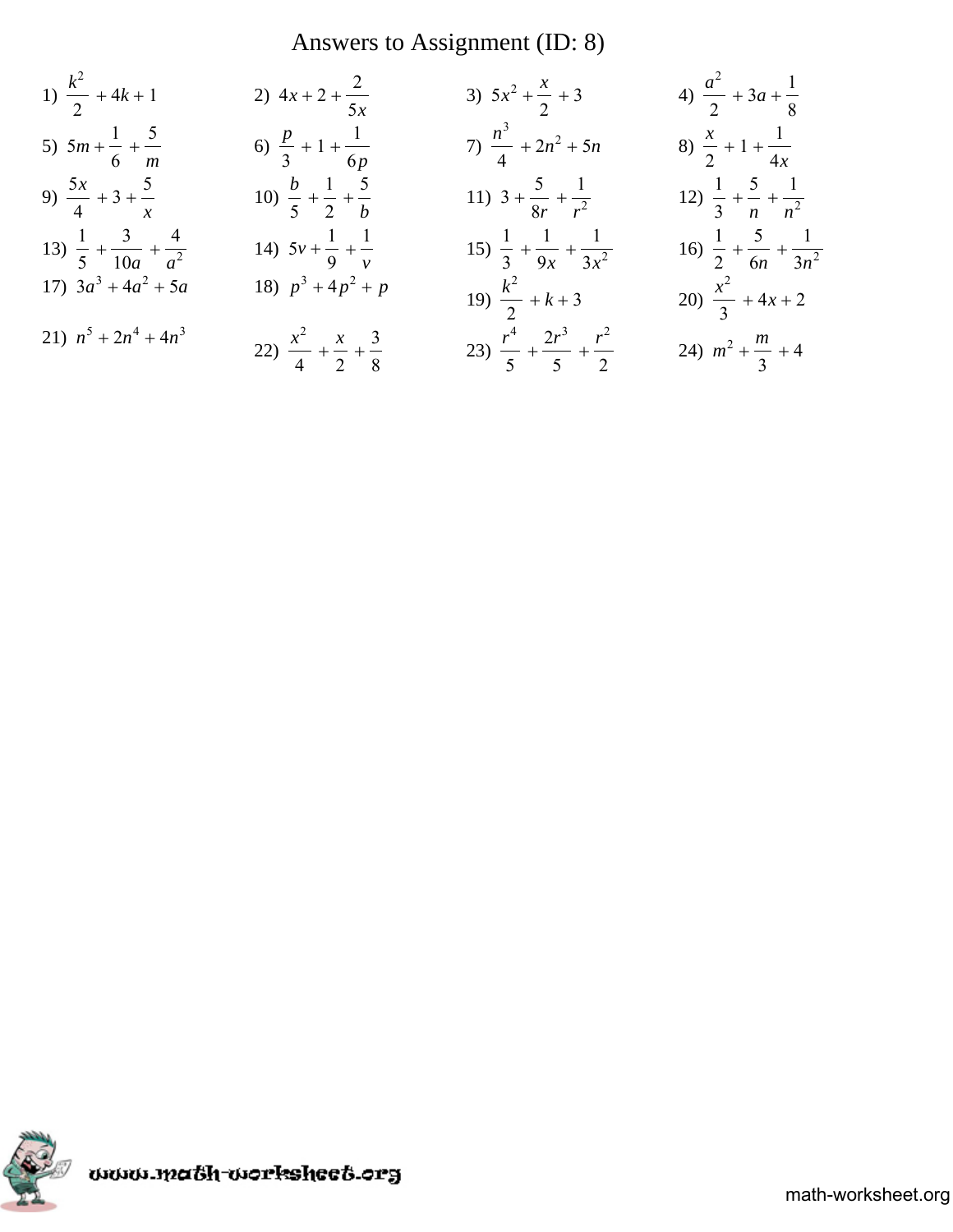# Answers to Assignment (ID: 8)

1) $\frac{k^2}{2} + 4k + 1$

2) $4x + 2 + \frac{2}{5x}$

3) $5x^2 + \frac{x}{2} + 3$

4) $\frac{a^2}{2} + 3a + \frac{1}{8}$

5) $5m + \frac{1}{6} + \frac{5}{m}$

6) $\frac{p}{3} + 1 + \frac{1}{6p}$

7) $\frac{n^3}{4} + 2n^2 + 5n$

8) $\frac{x}{2} + 1 + \frac{1}{4x}$

9) $\frac{5x}{4} + 3 + \frac{5}{x}$

10) $\frac{b}{5} + \frac{1}{2} + \frac{5}{b}$

11) $3 + \frac{5}{8r} + \frac{1}{r^2}$

12) $\frac{1}{3} + \frac{5}{n} + \frac{1}{n^2}$

13) $\frac{1}{5} + \frac{3}{10a} + \frac{4}{a^2}$

14) $5v + \frac{1}{9} + \frac{1}{v}$

15) $\frac{1}{3} + \frac{1}{9x} + \frac{1}{3x^2}$

16) $\frac{1}{2} + \frac{5}{6n} + \frac{1}{3n^2}$

17) $3a^3 + 4a^2 + 5a$

18) $p^3 + 4p^2 + p$

19) $\frac{k^2}{2} + k + 3$

20) $\frac{x^2}{3} + 4x + 2$

21) $n^5 + 2n^4 + 4n^3$

22) $\frac{x^2}{4} + \frac{x}{2} + \frac{3}{8}$

23) $\frac{r^4}{5} + \frac{2r^3}{5} + \frac{r^2}{2}$

24) $m^2 + \frac{m}{3} + 4$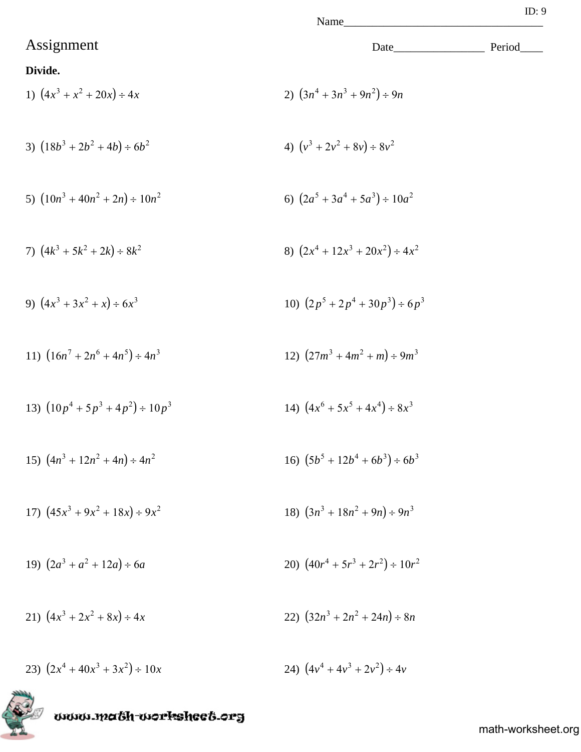ID: 9

Name___________________________________

# Assignment

Date________________ Period____

**Divide.**

1) $(4x^3 + x^2 + 20x) \div 4x$

2) $(3n^4 + 3n^3 + 9n^2) \div 9n$

3) $(18b^3 + 2b^2 + 4b) \div 6b^2$

4) $(v^3 + 2v^2 + 8v) \div 8v^2$

5) $(10n^3 + 40n^2 + 2n) \div 10n^2$

6) $(2a^5 + 3a^4 + 5a^3) \div 10a^2$

7) $(4k^3 + 5k^2 + 2k) \div 8k^2$

8) $(2x^4 + 12x^3 + 20x^2) \div 4x^2$

9) $(4x^3 + 3x^2 + x) \div 6x^3$

10) $(2p^5 + 2p^4 + 30p^3) \div 6p^3$

11) $(16n^7 + 2n^6 + 4n^5) \div 4n^3$

12) $(27m^3 + 4m^2 + m) \div 9m^3$

13) $(10p^4 + 5p^3 + 4p^2) \div 10p^3$

14) $(4x^6 + 5x^5 + 4x^4) \div 8x^3$

15) $(4n^3 + 12n^2 + 4n) \div 4n^2$

16) $(5b^5 + 12b^4 + 6b^3) \div 6b^3$

17) $(45x^3 + 9x^2 + 18x) \div 9x^2$

18) $(3n^3 + 18n^2 + 9n) \div 9n^3$

19) $(2a^3 + a^2 + 12a) \div 6a$

20) $(40r^4 + 5r^3 + 2r^2) \div 10r^2$

21) $(4x^3 + 2x^2 + 8x) \div 4x$

22) $(32n^3 + 2n^2 + 24n) \div 8n$

23) $(2x^4 + 40x^3 + 3x^2) \div 10x$

24) $(4v^4 + 4v^3 + 2v^2) \div 4v$

www.math-worksheet.org

math-worksheet.org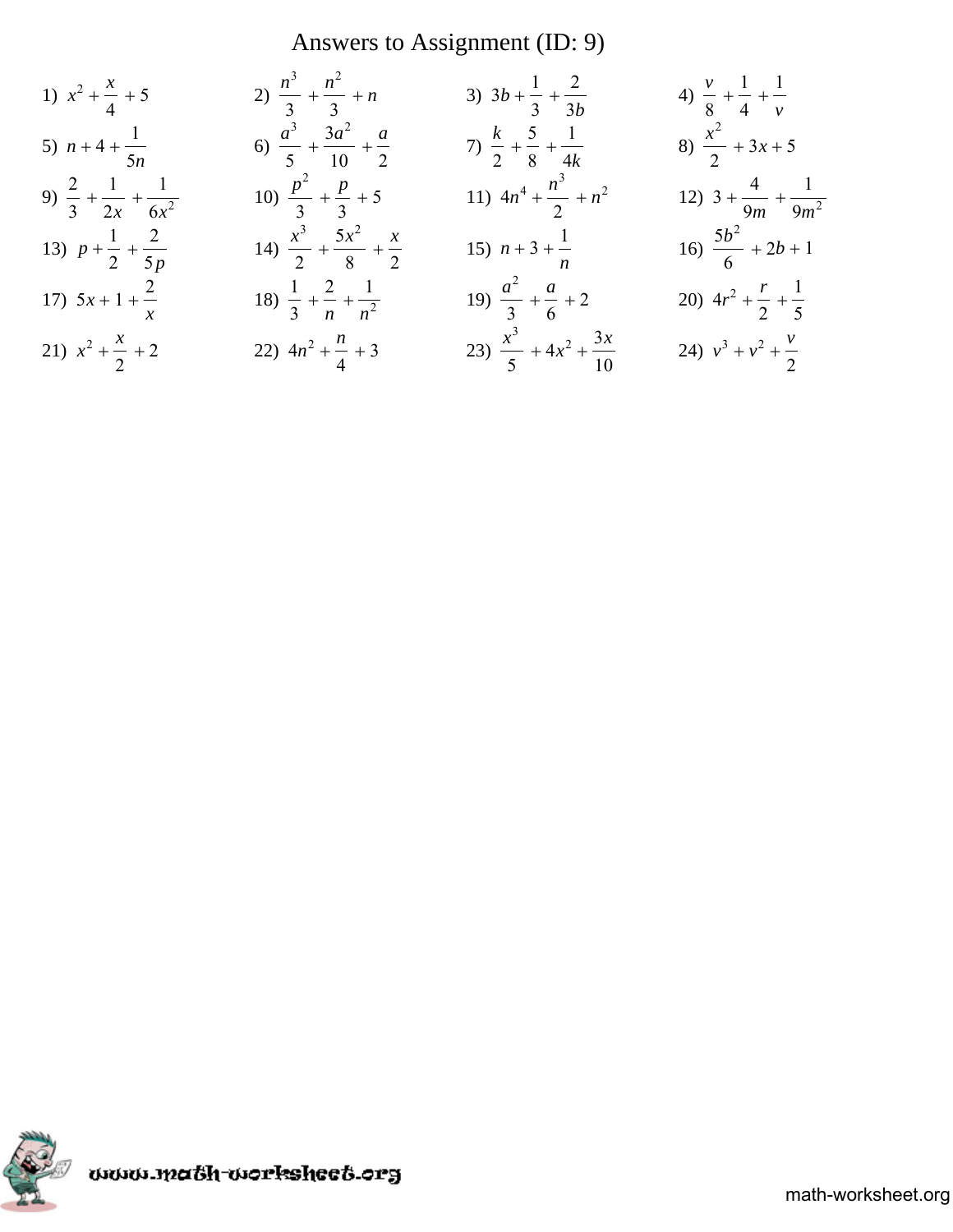# Answers to Assignment (ID: 9)

1) $x^2 + \frac{x}{4} + 5$

2) $\frac{n^3}{3} + \frac{n^2}{3} + n$

3) $3b + \frac{1}{3} + \frac{2}{3b}$

4) $\frac{v}{8} + \frac{1}{4} + \frac{1}{v}$

5) $n + 4 + \frac{1}{5n}$

6) $\frac{a^3}{5} + \frac{3a^2}{10} + \frac{a}{2}$

7) $\frac{k}{2} + \frac{5}{8} + \frac{1}{4k}$

8) $\frac{x^2}{2} + 3x + 5$

9) $\frac{2}{3} + \frac{1}{2x} + \frac{1}{6x^2}$

10) $\frac{p^2}{3} + \frac{p}{3} + 5$

11) $4n^4 + \frac{n^3}{2} + n^2$

12) $3 + \frac{4}{9m} + \frac{1}{9m^2}$

13) $p + \frac{1}{2} + \frac{2}{5p}$

14) $\frac{x^3}{2} + \frac{5x^2}{8} + \frac{x}{2}$

15) $n + 3 + \frac{1}{n}$

16) $\frac{5b^2}{6} + 2b + 1$

17) $5x + 1 + \frac{2}{x}$

18) $\frac{1}{3} + \frac{2}{n} + \frac{1}{n^2}$

19) $\frac{a^2}{3} + \frac{a}{6} + 2$

20) $4r^2 + \frac{r}{2} + \frac{1}{5}$

21) $x^2 + \frac{x}{2} + 2$

22) $4n^2 + \frac{n}{4} + 3$

23) $\frac{x^3}{5} + 4x^2 + \frac{3x}{10}$

24) $v^3 + v^2 + \frac{v}{2}$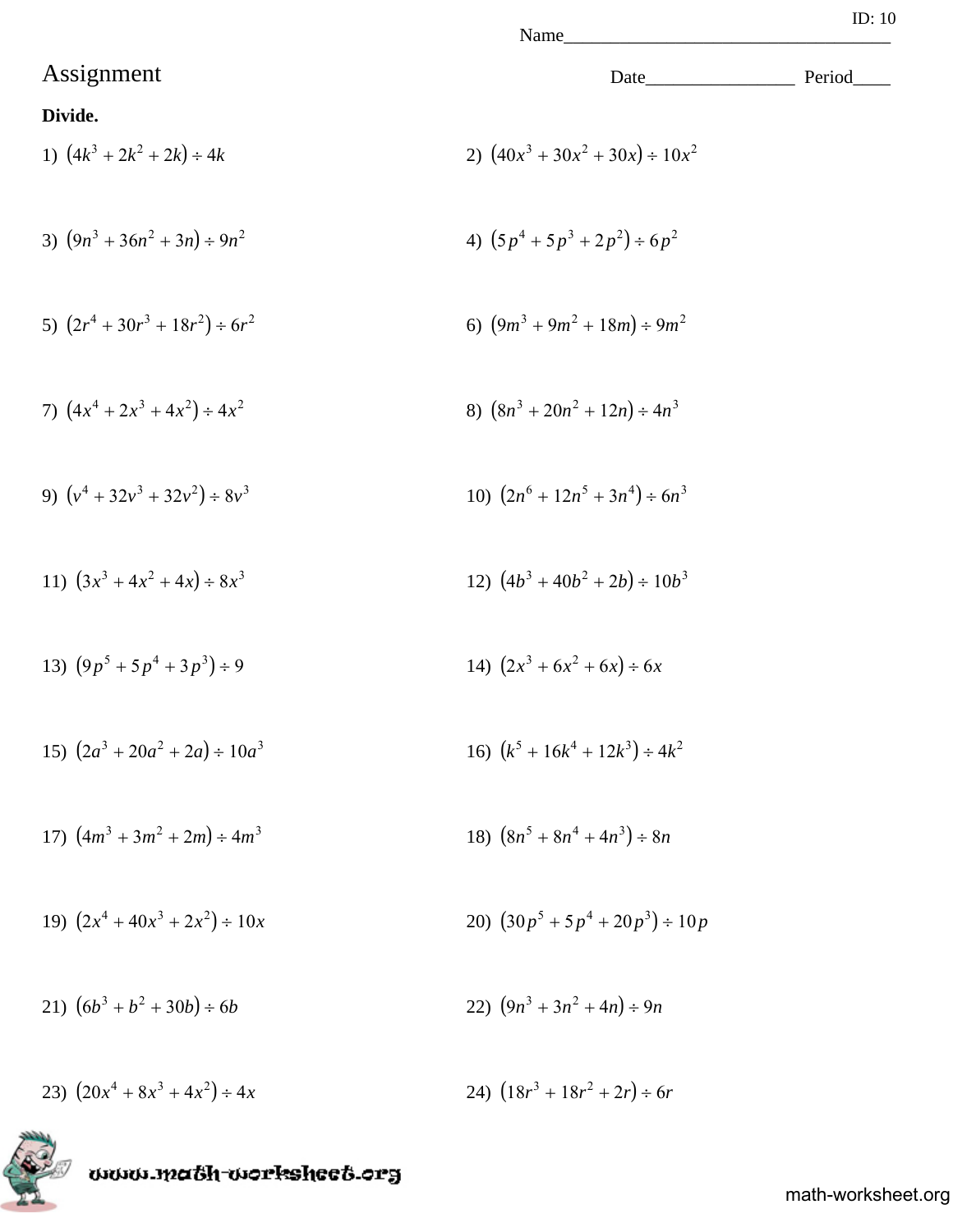ID: 10

Name___________________________________

# Assignment

Date________________ Period____

**Divide.**

1) $(4k^3 + 2k^2 + 2k) \div 4k$

2) $(40x^3 + 30x^2 + 30x) \div 10x^2$

3) $(9n^3 + 36n^2 + 3n) \div 9n^2$

4) $(5p^4 + 5p^3 + 2p^2) \div 6p^2$

5) $(2r^4 + 30r^3 + 18r^2) \div 6r^2$

6) $(9m^3 + 9m^2 + 18m) \div 9m^2$

7) $(4x^4 + 2x^3 + 4x^2) \div 4x^2$

8) $(8n^3 + 20n^2 + 12n) \div 4n^3$

9) $(v^4 + 32v^3 + 32v^2) \div 8v^3$

10) $(2n^6 + 12n^5 + 3n^4) \div 6n^3$

11) $(3x^3 + 4x^2 + 4x) \div 8x^3$

12) $(4b^3 + 40b^2 + 2b) \div 10b^3$

13) $(9p^5 + 5p^4 + 3p^3) \div 9$

14) $(2x^3 + 6x^2 + 6x) \div 6x$

15) $(2a^3 + 20a^2 + 2a) \div 10a^3$

16) $(k^5 + 16k^4 + 12k^3) \div 4k^2$

17) $(4m^3 + 3m^2 + 2m) \div 4m^3$

18) $(8n^5 + 8n^4 + 4n^3) \div 8n$

19) $(2x^4 + 40x^3 + 2x^2) \div 10x$

20) $(30p^5 + 5p^4 + 20p^3) \div 10p$

21) $(6b^3 + b^2 + 30b) \div 6b$

22) $(9n^3 + 3n^2 + 4n) \div 9n$

23) $(20x^4 + 8x^3 + 4x^2) \div 4x$

24) $(18r^3 + 18r^2 + 2r) \div 6r$

www.math-worksheet.org

math-worksheet.org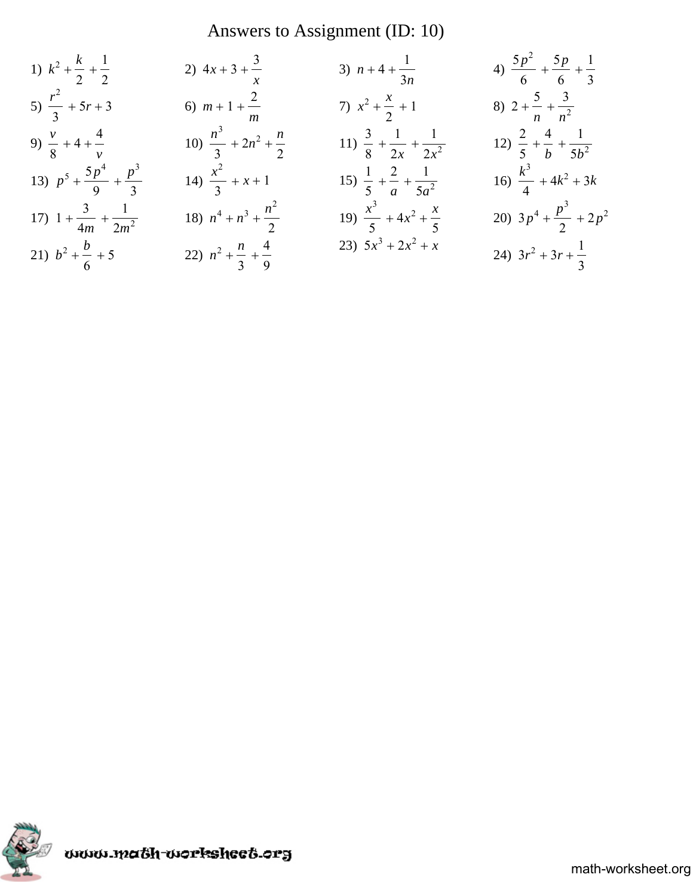# Answers to Assignment (ID: 10)

1) $k^2 + \frac{k}{2} + \frac{1}{2}$

2) $4x + 3 + \frac{3}{x}$

3) $n + 4 + \frac{1}{3n}$

4) $\frac{5p^2}{6} + \frac{5p}{6} + \frac{1}{3}$

5) $\frac{r^2}{3} + 5r + 3$

6) $m + 1 + \frac{2}{m}$

7) $x^2 + \frac{x}{2} + 1$

8) $2 + \frac{5}{n} + \frac{3}{n^2}$

9) $\frac{v}{8} + 4 + \frac{4}{v}$

10) $\frac{n^3}{3} + 2n^2 + \frac{n}{2}$

11) $\frac{3}{8} + \frac{1}{2x} + \frac{1}{2x^2}$

12) $\frac{2}{5} + \frac{4}{b} + \frac{1}{5b^2}$

13) $p^5 + \frac{5p^4}{9} + \frac{p^3}{3}$

14) $\frac{x^2}{3} + x + 1$

15) $\frac{1}{5} + \frac{2}{a} + \frac{1}{5a^2}$

16) $\frac{k^3}{4} + 4k^2 + 3k$

17) $1 + \frac{3}{4m} + \frac{1}{2m^2}$

18) $n^4 + n^3 + \frac{n^2}{2}$

19) $\frac{x^3}{5} + 4x^2 + \frac{x}{5}$

20) $3p^4 + \frac{p^3}{2} + 2p^2$

21) $b^2 + \frac{b}{6} + 5$

22) $n^2 + \frac{n}{3} + \frac{4}{9}$

23) $5x^3 + 2x^2 + x$

24) $3r^2 + 3r + \frac{1}{3}$